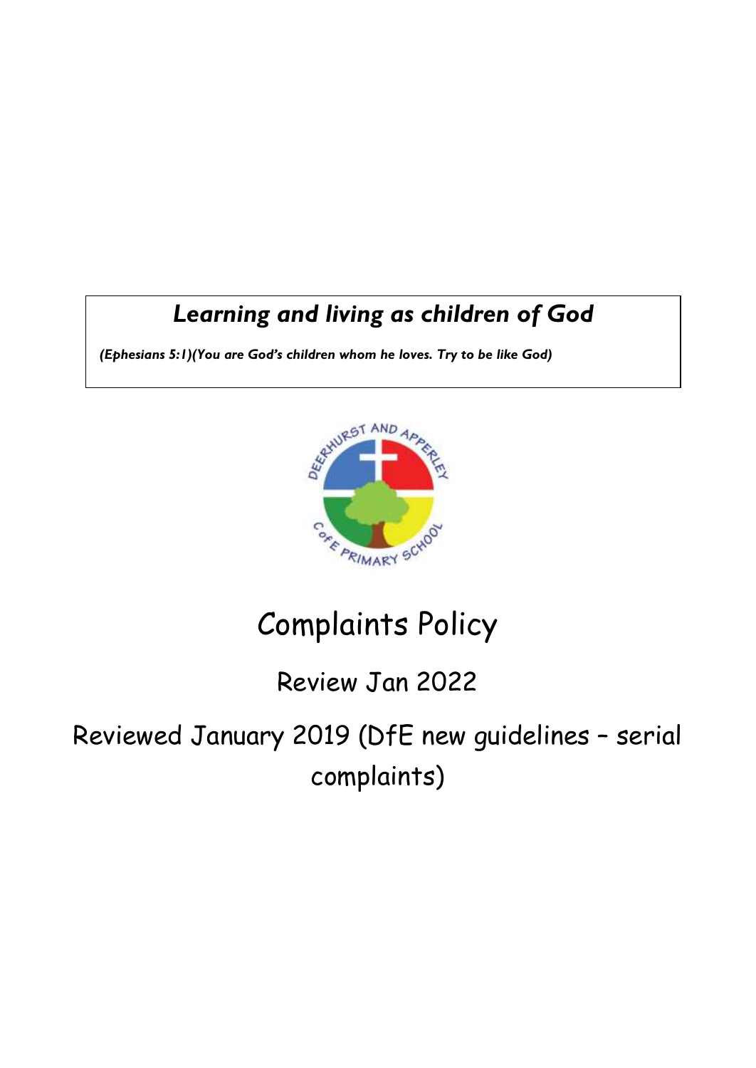***Learning and living as children of God***

***(Ephesians 5:1)(You are God's children whom he loves. Try to be like God)***

# Complaints Policy

## Review Jan 2022

## Reviewed January 2019 (DfE new guidelines – serial complaints)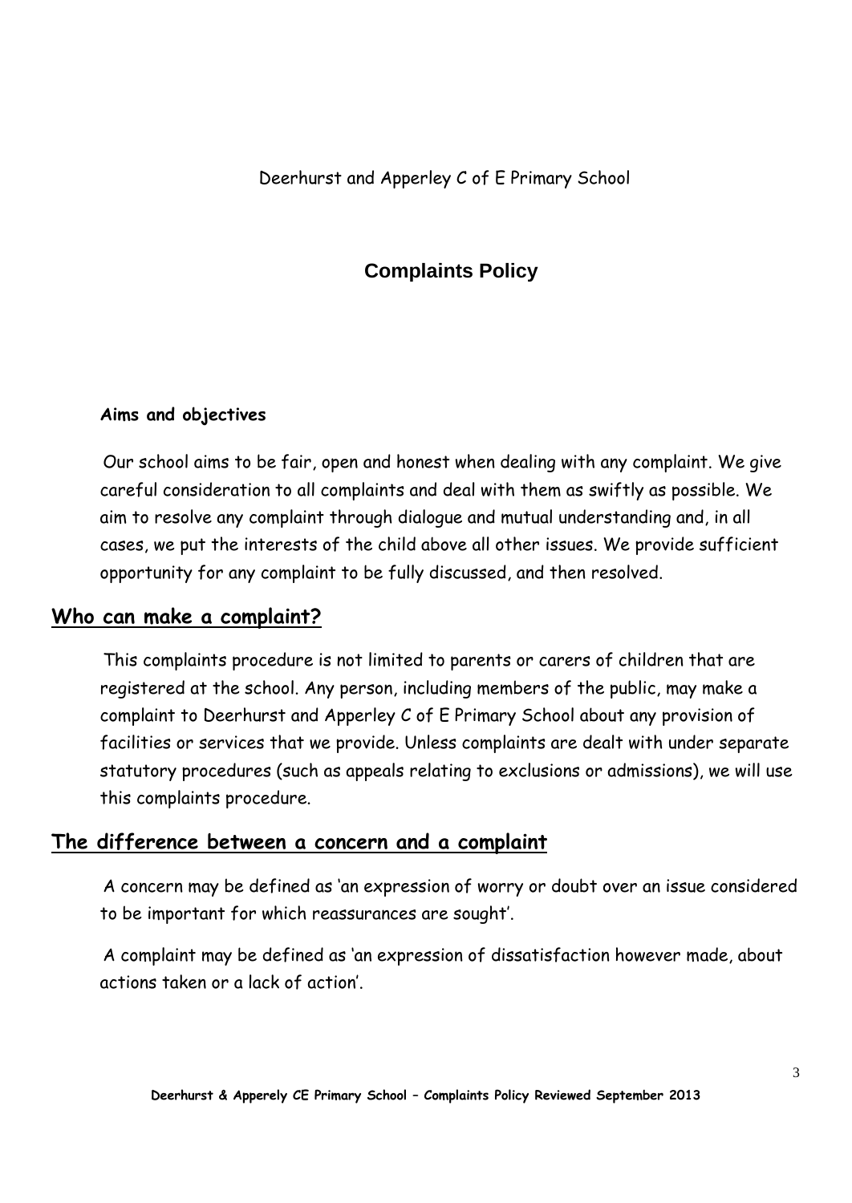Deerhurst and Apperley C of E Primary School

# Complaints Policy

**Aims and objectives**

Our school aims to be fair, open and honest when dealing with any complaint. We give careful consideration to all complaints and deal with them as swiftly as possible. We aim to resolve any complaint through dialogue and mutual understanding and, in all cases, we put the interests of the child above all other issues. We provide sufficient opportunity for any complaint to be fully discussed, and then resolved.

## Who can make a complaint?

This complaints procedure is not limited to parents or carers of children that are registered at the school. Any person, including members of the public, may make a complaint to Deerhurst and Apperley C of E Primary School about any provision of facilities or services that we provide. Unless complaints are dealt with under separate statutory procedures (such as appeals relating to exclusions or admissions), we will use this complaints procedure.

## The difference between a concern and a complaint

A concern may be defined as 'an expression of worry or doubt over an issue considered to be important for which reassurances are sought'.

A complaint may be defined as 'an expression of dissatisfaction however made, about actions taken or a lack of action'.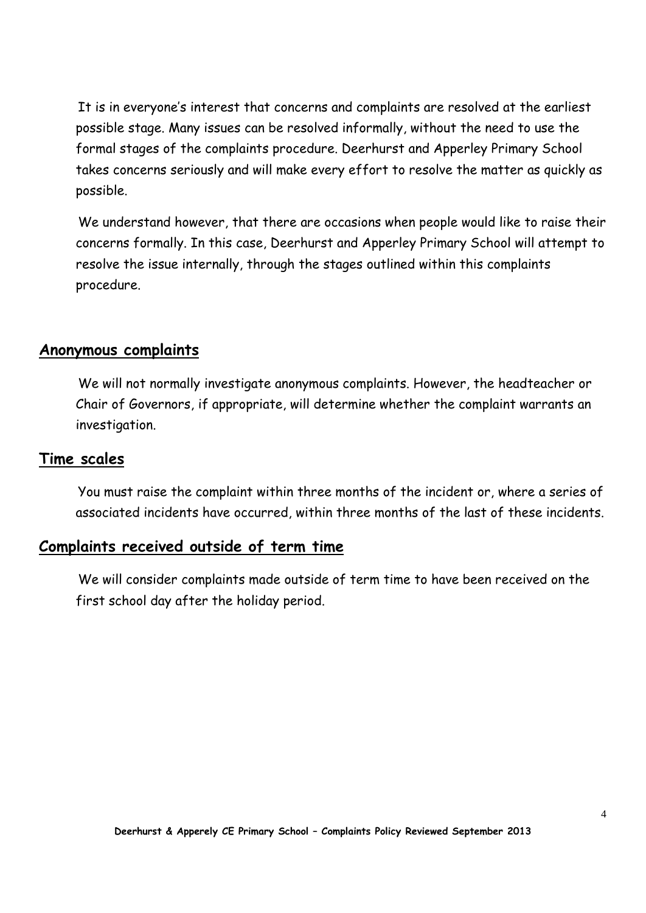It is in everyone's interest that concerns and complaints are resolved at the earliest possible stage. Many issues can be resolved informally, without the need to use the formal stages of the complaints procedure. Deerhurst and Apperley Primary School takes concerns seriously and will make every effort to resolve the matter as quickly as possible.

We understand however, that there are occasions when people would like to raise their concerns formally. In this case, Deerhurst and Apperley Primary School will attempt to resolve the issue internally, through the stages outlined within this complaints procedure.

## Anonymous complaints

We will not normally investigate anonymous complaints. However, the headteacher or Chair of Governors, if appropriate, will determine whether the complaint warrants an investigation.

## Time scales

You must raise the complaint within three months of the incident or, where a series of associated incidents have occurred, within three months of the last of these incidents.

## Complaints received outside of term time

We will consider complaints made outside of term time to have been received on the first school day after the holiday period.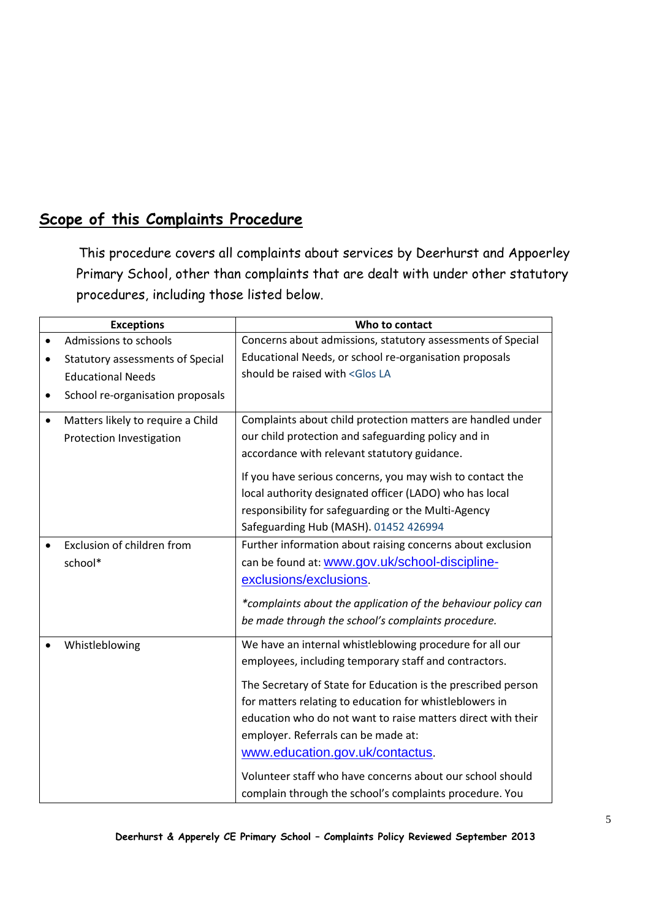## Scope of this Complaints Procedure

This procedure covers all complaints about services by Deerhurst and Appoerley Primary School, other than complaints that are dealt with under other statutory procedures, including those listed below.

| Exceptions | Who to contact |
|---|---|
| • Admissions to schools<br>• Statutory assessments of Special Educational Needs<br>• School re-organisation proposals | Concerns about admissions, statutory assessments of Special Educational Needs, or school re-organisation proposals should be raised with <Glos LA |
| • Matters likely to require a Child Protection Investigation | Complaints about child protection matters are handled under our child protection and safeguarding policy and in accordance with relevant statutory guidance.<br><br>If you have serious concerns, you may wish to contact the local authority designated officer (LADO) who has local responsibility for safeguarding or the Multi-Agency Safeguarding Hub (MASH). 01452 426994 |
| • Exclusion of children from school* | Further information about raising concerns about exclusion can be found at: www.gov.uk/school-discipline-exclusions/exclusions.<br><br>*\*complaints about the application of the behaviour policy can be made through the school's complaints procedure.* |
| • Whistleblowing | We have an internal whistleblowing procedure for all our employees, including temporary staff and contractors.<br><br>The Secretary of State for Education is the prescribed person for matters relating to education for whistleblowers in education who do not want to raise matters direct with their employer. Referrals can be made at: www.education.gov.uk/contactus.<br><br>Volunteer staff who have concerns about our school should complain through the school's complaints procedure. You |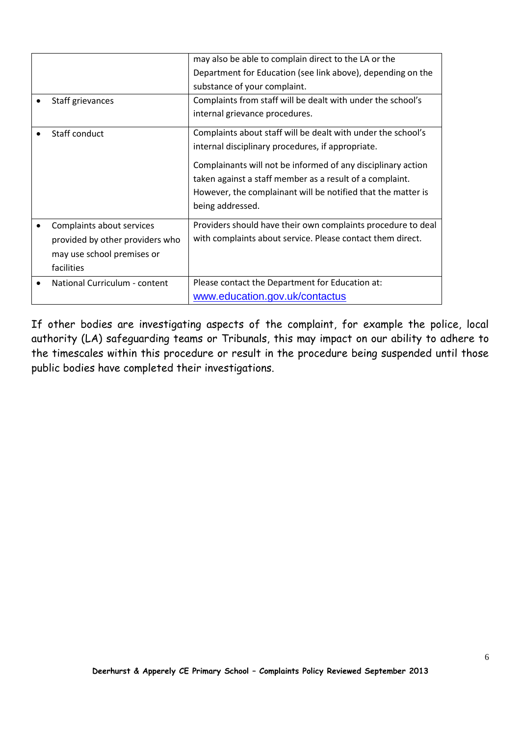| | |
|---|---|
| | may also be able to complain direct to the LA or the Department for Education (see link above), depending on the substance of your complaint. |
| • Staff grievances | Complaints from staff will be dealt with under the school's internal grievance procedures. |
| • Staff conduct | Complaints about staff will be dealt with under the school's internal disciplinary procedures, if appropriate.<br><br>Complainants will not be informed of any disciplinary action taken against a staff member as a result of a complaint. However, the complainant will be notified that the matter is being addressed. |
| • Complaints about services provided by other providers who may use school premises or facilities | Providers should have their own complaints procedure to deal with complaints about service. Please contact them direct. |
| • National Curriculum - content | Please contact the Department for Education at: www.education.gov.uk/contactus |

If other bodies are investigating aspects of the complaint, for example the police, local authority (LA) safeguarding teams or Tribunals, this may impact on our ability to adhere to the timescales within this procedure or result in the procedure being suspended until those public bodies have completed their investigations.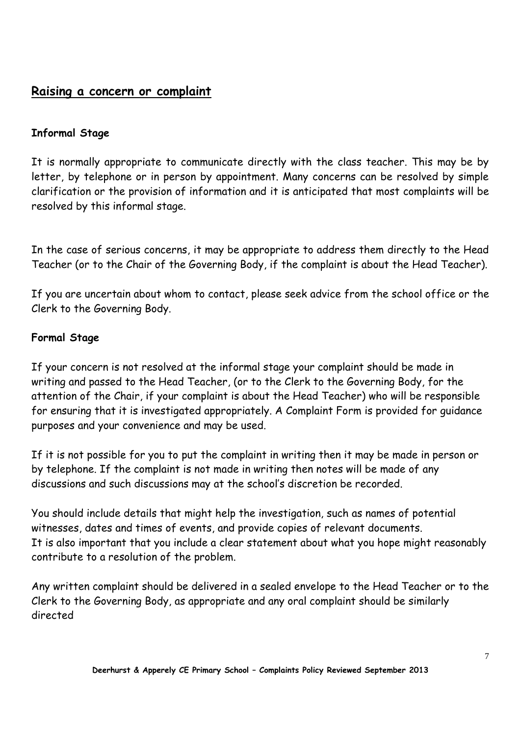## Raising a concern or complaint

**Informal Stage**

It is normally appropriate to communicate directly with the class teacher. This may be by letter, by telephone or in person by appointment. Many concerns can be resolved by simple clarification or the provision of information and it is anticipated that most complaints will be resolved by this informal stage.

In the case of serious concerns, it may be appropriate to address them directly to the Head Teacher (or to the Chair of the Governing Body, if the complaint is about the Head Teacher).

If you are uncertain about whom to contact, please seek advice from the school office or the Clerk to the Governing Body.

**Formal Stage**

If your concern is not resolved at the informal stage your complaint should be made in writing and passed to the Head Teacher, (or to the Clerk to the Governing Body, for the attention of the Chair, if your complaint is about the Head Teacher) who will be responsible for ensuring that it is investigated appropriately. A Complaint Form is provided for guidance purposes and your convenience and may be used.

If it is not possible for you to put the complaint in writing then it may be made in person or by telephone. If the complaint is not made in writing then notes will be made of any discussions and such discussions may at the school's discretion be recorded.

You should include details that might help the investigation, such as names of potential witnesses, dates and times of events, and provide copies of relevant documents. It is also important that you include a clear statement about what you hope might reasonably contribute to a resolution of the problem.

Any written complaint should be delivered in a sealed envelope to the Head Teacher or to the Clerk to the Governing Body, as appropriate and any oral complaint should be similarly directed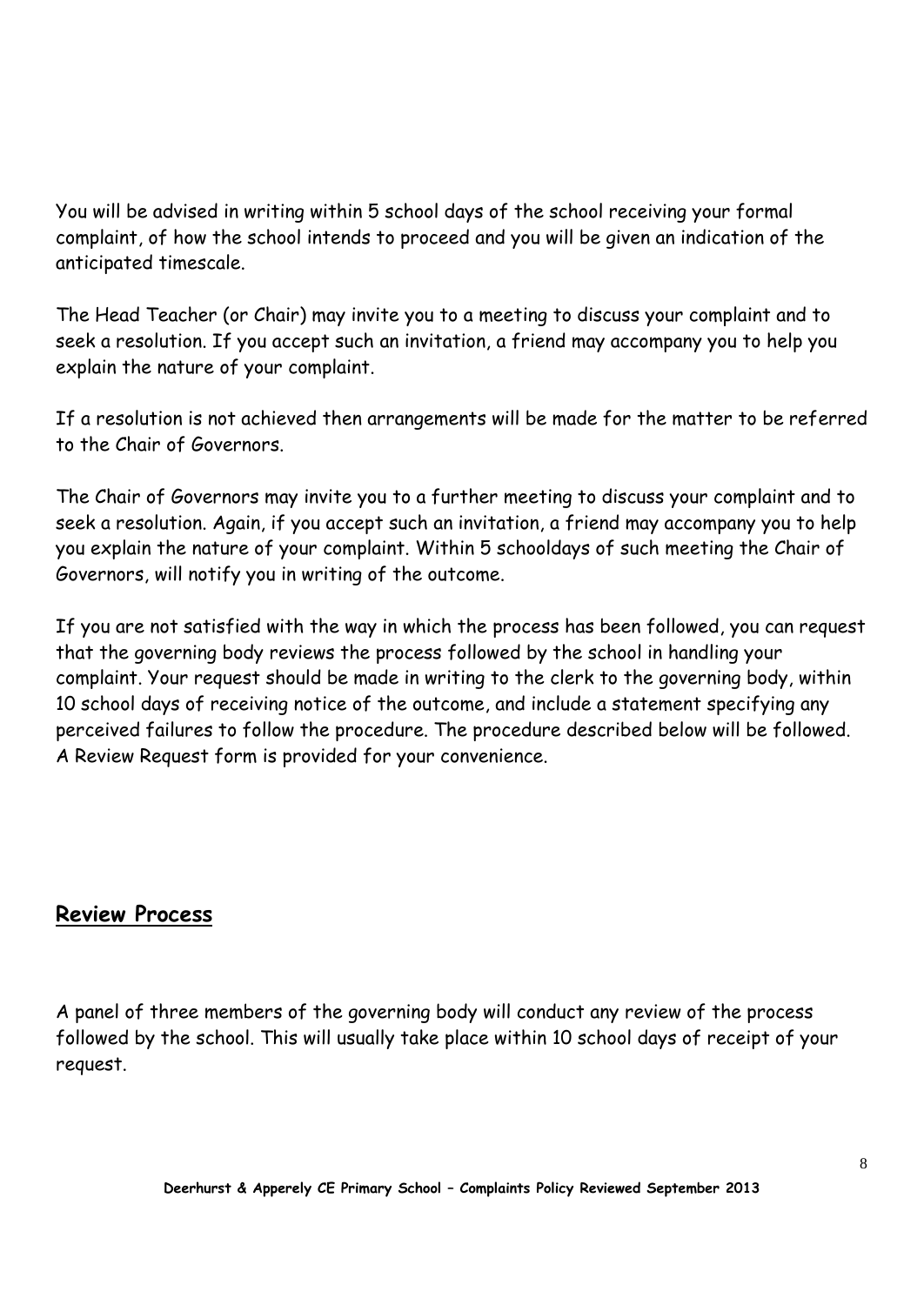You will be advised in writing within 5 school days of the school receiving your formal complaint, of how the school intends to proceed and you will be given an indication of the anticipated timescale.

The Head Teacher (or Chair) may invite you to a meeting to discuss your complaint and to seek a resolution. If you accept such an invitation, a friend may accompany you to help you explain the nature of your complaint.

If a resolution is not achieved then arrangements will be made for the matter to be referred to the Chair of Governors.

The Chair of Governors may invite you to a further meeting to discuss your complaint and to seek a resolution. Again, if you accept such an invitation, a friend may accompany you to help you explain the nature of your complaint. Within 5 schooldays of such meeting the Chair of Governors, will notify you in writing of the outcome.

If you are not satisfied with the way in which the process has been followed, you can request that the governing body reviews the process followed by the school in handling your complaint. Your request should be made in writing to the clerk to the governing body, within 10 school days of receiving notice of the outcome, and include a statement specifying any perceived failures to follow the procedure. The procedure described below will be followed. A Review Request form is provided for your convenience.

## Review Process

A panel of three members of the governing body will conduct any review of the process followed by the school. This will usually take place within 10 school days of receipt of your request.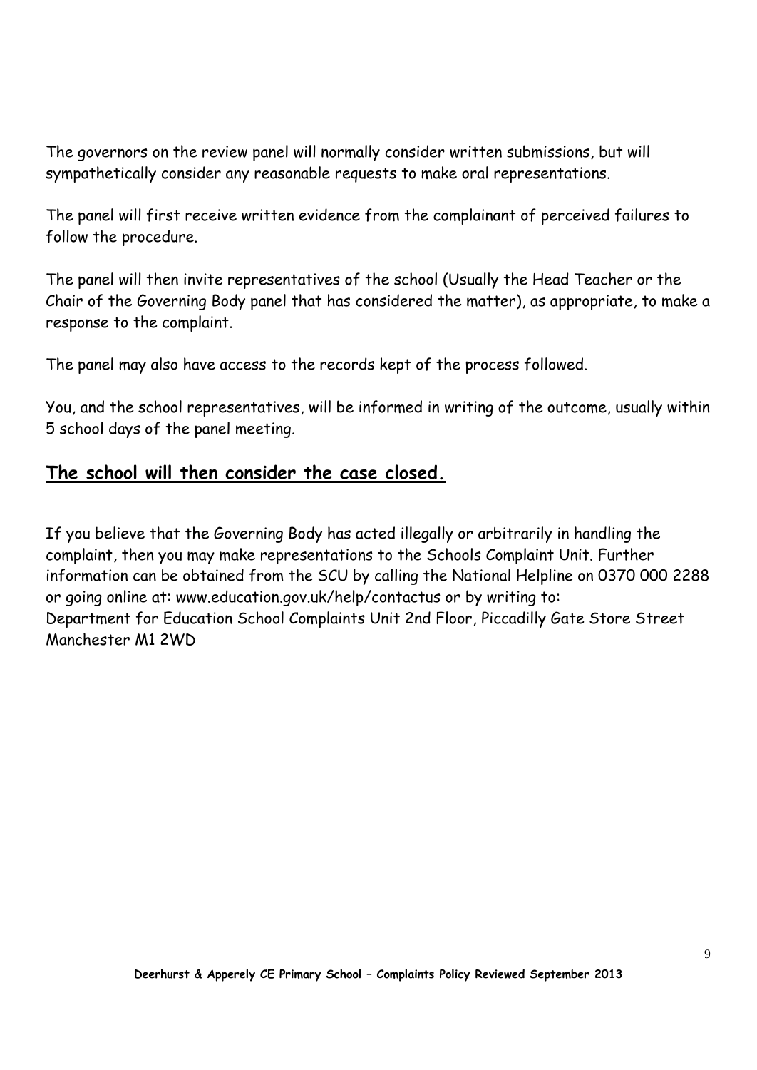The governors on the review panel will normally consider written submissions, but will sympathetically consider any reasonable requests to make oral representations.

The panel will first receive written evidence from the complainant of perceived failures to follow the procedure.

The panel will then invite representatives of the school (Usually the Head Teacher or the Chair of the Governing Body panel that has considered the matter), as appropriate, to make a response to the complaint.

The panel may also have access to the records kept of the process followed.

You, and the school representatives, will be informed in writing of the outcome, usually within 5 school days of the panel meeting.

## **<u>The school will then consider the case closed.</u>**

If you believe that the Governing Body has acted illegally or arbitrarily in handling the complaint, then you may make representations to the Schools Complaint Unit. Further information can be obtained from the SCU by calling the National Helpline on 0370 000 2288 or going online at: www.education.gov.uk/help/contactus or by writing to:
Department for Education School Complaints Unit 2nd Floor, Piccadilly Gate Store Street Manchester M1 2WD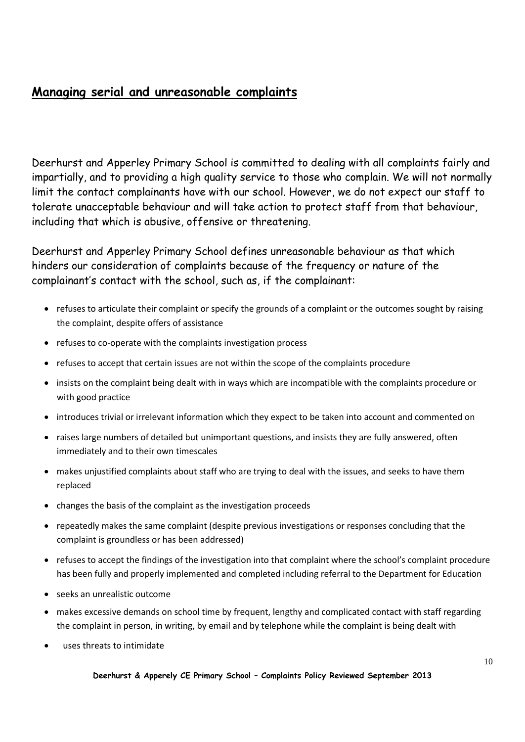## Managing serial and unreasonable complaints

Deerhurst and Apperley Primary School is committed to dealing with all complaints fairly and impartially, and to providing a high quality service to those who complain. We will not normally limit the contact complainants have with our school. However, we do not expect our staff to tolerate unacceptable behaviour and will take action to protect staff from that behaviour, including that which is abusive, offensive or threatening.

Deerhurst and Apperley Primary School defines unreasonable behaviour as that which hinders our consideration of complaints because of the frequency or nature of the complainant's contact with the school, such as, if the complainant:

- refuses to articulate their complaint or specify the grounds of a complaint or the outcomes sought by raising the complaint, despite offers of assistance
- refuses to co-operate with the complaints investigation process
- refuses to accept that certain issues are not within the scope of the complaints procedure
- insists on the complaint being dealt with in ways which are incompatible with the complaints procedure or with good practice
- introduces trivial or irrelevant information which they expect to be taken into account and commented on
- raises large numbers of detailed but unimportant questions, and insists they are fully answered, often immediately and to their own timescales
- makes unjustified complaints about staff who are trying to deal with the issues, and seeks to have them replaced
- changes the basis of the complaint as the investigation proceeds
- repeatedly makes the same complaint (despite previous investigations or responses concluding that the complaint is groundless or has been addressed)
- refuses to accept the findings of the investigation into that complaint where the school's complaint procedure has been fully and properly implemented and completed including referral to the Department for Education
- seeks an unrealistic outcome
- makes excessive demands on school time by frequent, lengthy and complicated contact with staff regarding the complaint in person, in writing, by email and by telephone while the complaint is being dealt with
- uses threats to intimidate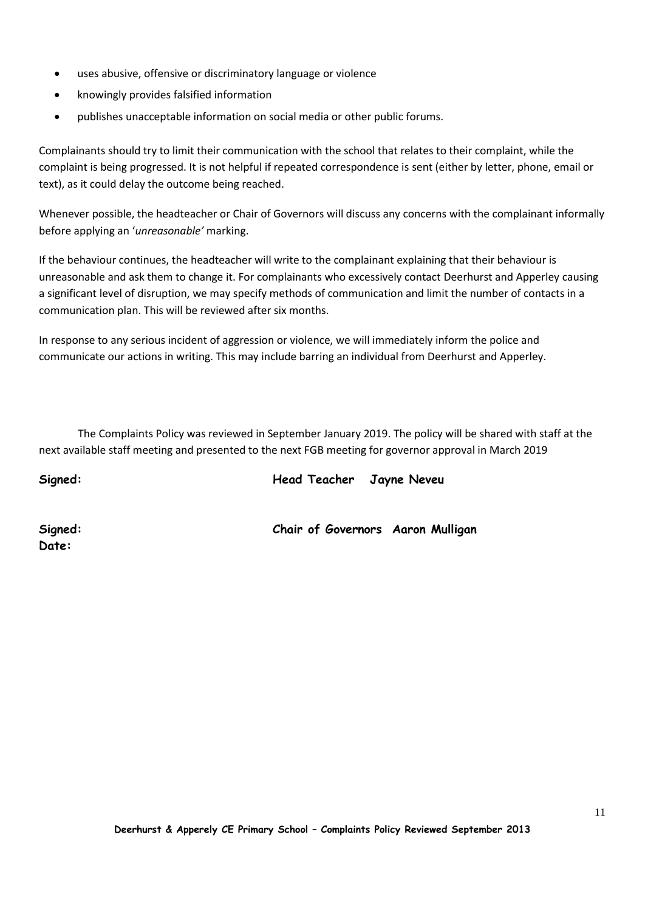- uses abusive, offensive or discriminatory language or violence
- knowingly provides falsified information
- publishes unacceptable information on social media or other public forums.

Complainants should try to limit their communication with the school that relates to their complaint, while the complaint is being progressed. It is not helpful if repeated correspondence is sent (either by letter, phone, email or text), as it could delay the outcome being reached.

Whenever possible, the headteacher or Chair of Governors will discuss any concerns with the complainant informally before applying an '*unreasonable'* marking.

If the behaviour continues, the headteacher will write to the complainant explaining that their behaviour is unreasonable and ask them to change it. For complainants who excessively contact Deerhurst and Apperley causing a significant level of disruption, we may specify methods of communication and limit the number of contacts in a communication plan. This will be reviewed after six months.

In response to any serious incident of aggression or violence, we will immediately inform the police and communicate our actions in writing. This may include barring an individual from Deerhurst and Apperley.

The Complaints Policy was reviewed in September January 2019. The policy will be shared with staff at the next available staff meeting and presented to the next FGB meeting for governor approval in March 2019

**Signed:** **Head Teacher Jayne Neveu**

**Signed:** **Chair of Governors Aaron Mulligan**
**Date:**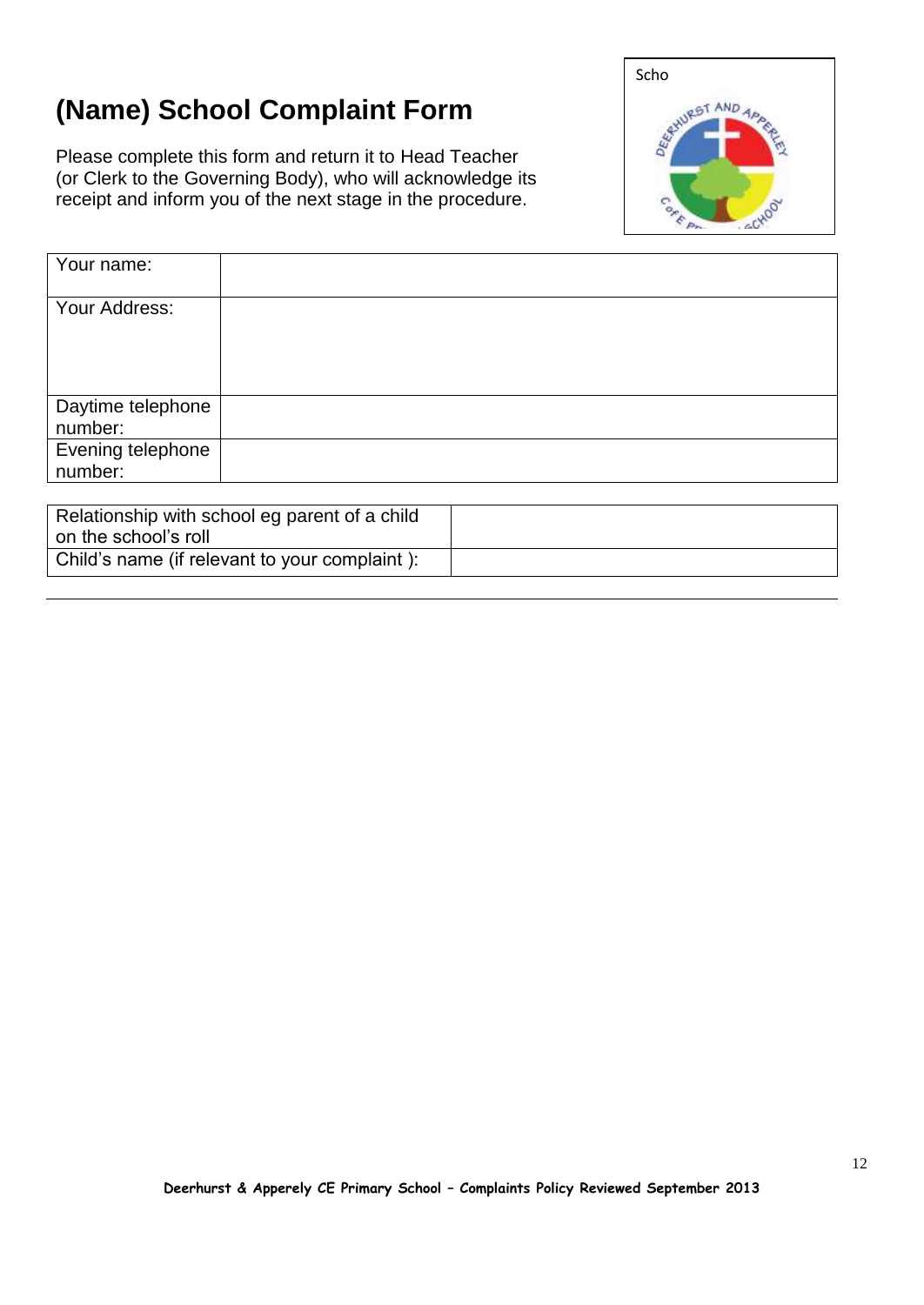# (Name) School Complaint Form

Please complete this form and return it to Head Teacher (or Clerk to the Governing Body), who will acknowledge its receipt and inform you of the next stage in the procedure.

Scho

| Your name: | |
|---|---|
| Your Address: | |
| Daytime telephone number: | |
| Evening telephone number: | |

| Relationship with school eg parent of a child on the school's roll | |
|---|---|
| Child's name (if relevant to your complaint ): | |

Deerhurst & Apperely CE Primary School – Complaints Policy Reviewed September 2013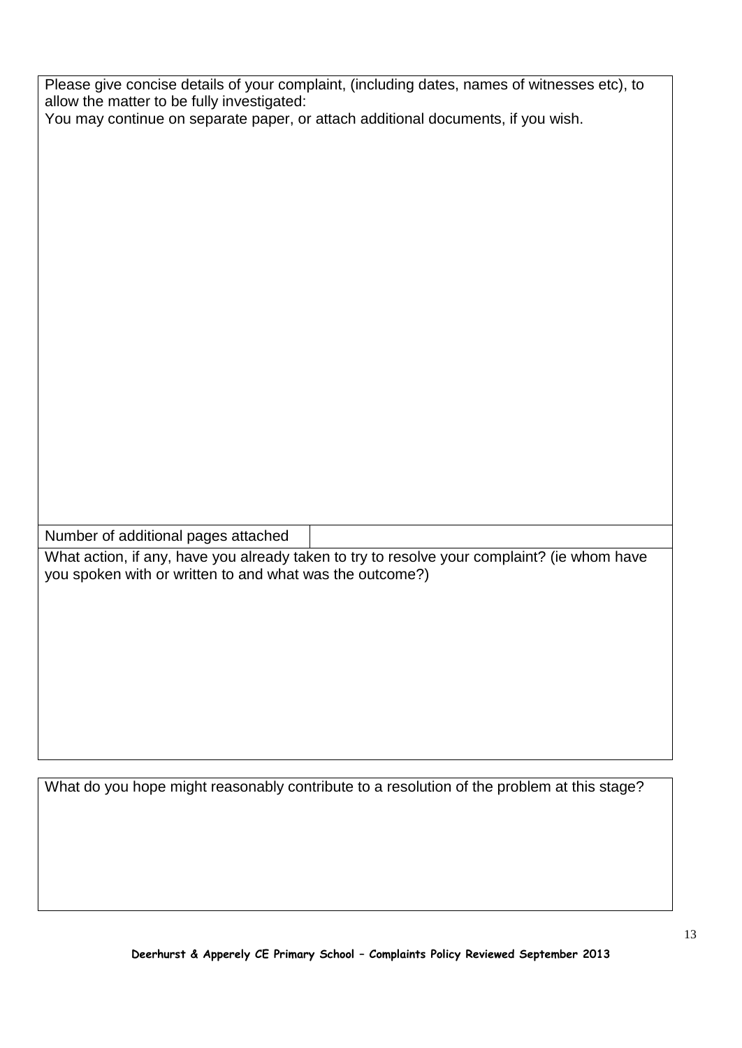| Please give concise details of your complaint, (including dates, names of witnesses etc), to allow the matter to be fully investigated:<br>You may continue on separate paper, or attach additional documents, if you wish. | |
|---|---|
| Number of additional pages attached | |
| What action, if any, have you already taken to try to resolve your complaint? (ie whom have you spoken with or written to and what was the outcome?) | |

| What do you hope might reasonably contribute to a resolution of the problem at this stage? |
|---|
| |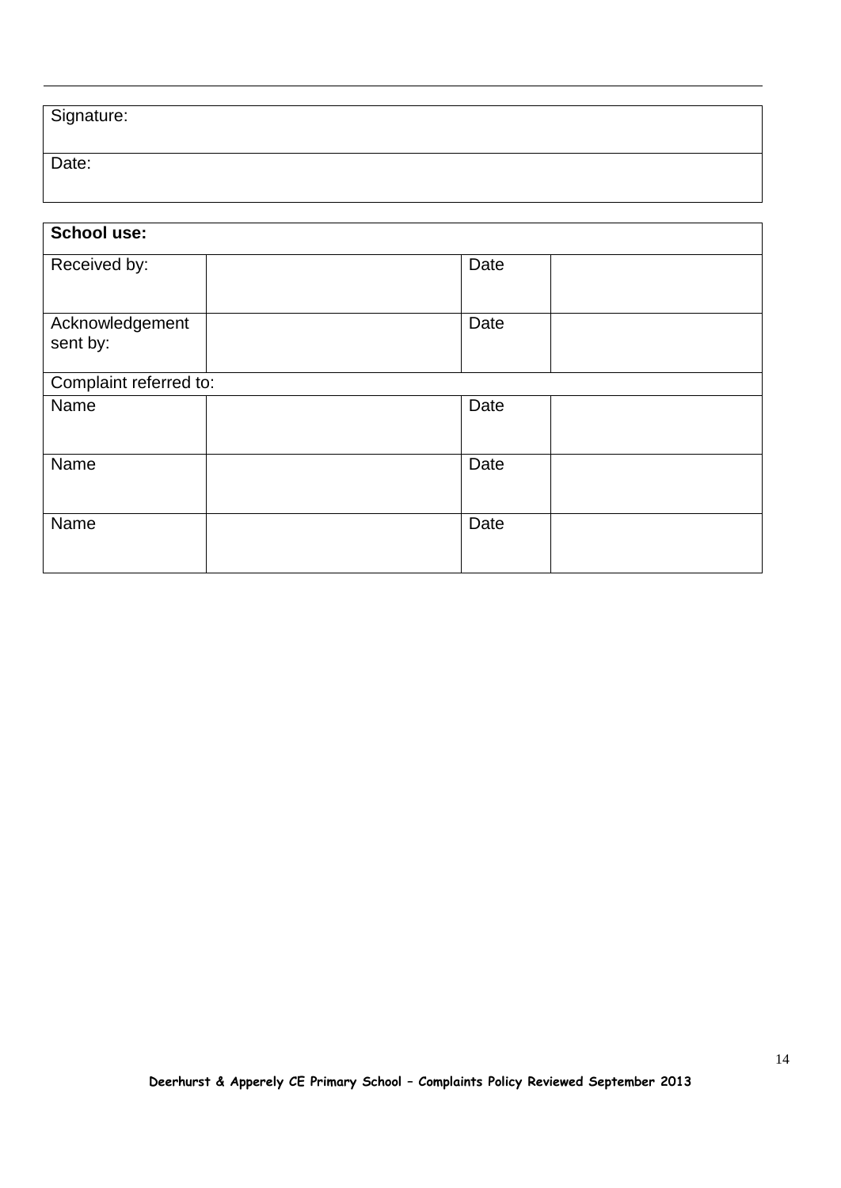| Signature: |
|---|
| Date: |

| **School use:** | | | |
|---|---|---|---|
| Received by: | | Date | |
| Acknowledgement sent by: | | Date | |
| Complaint referred to: | | | |
| Name | | Date | |
| Name | | Date | |
| Name | | Date | |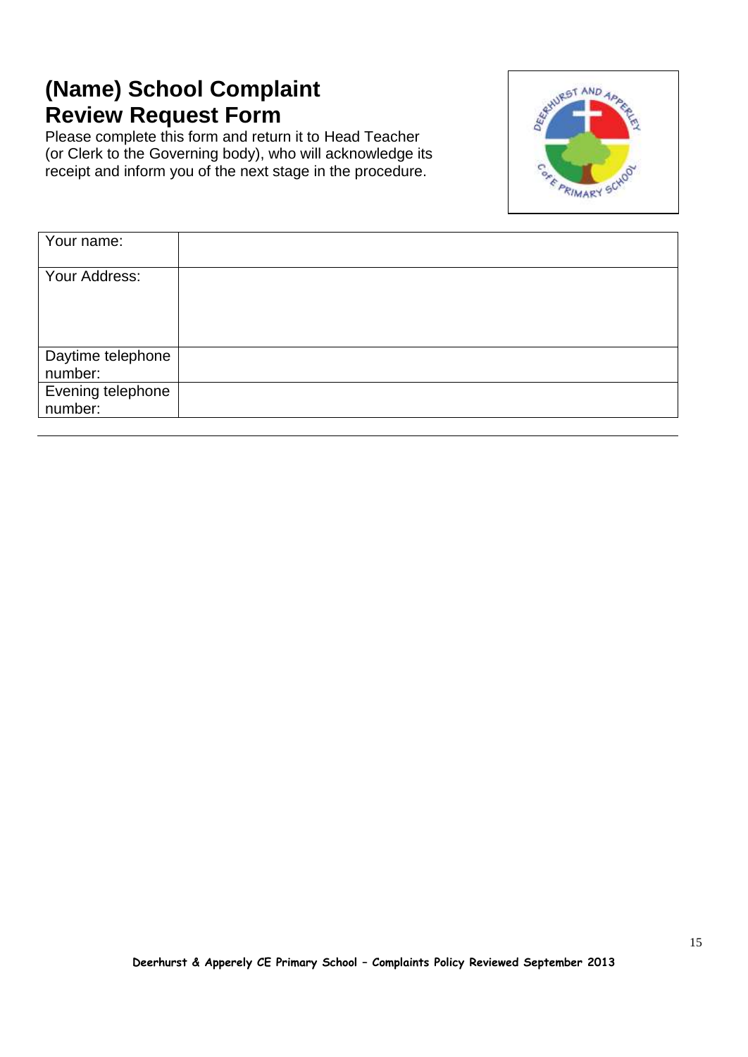# (Name) School Complaint Review Request Form

Please complete this form and return it to Head Teacher (or Clerk to the Governing body), who will acknowledge its receipt and inform you of the next stage in the procedure.

| Your name: | |
| --- | --- |
| Your Address: | |
| Daytime telephone number: | |
| Evening telephone number: | |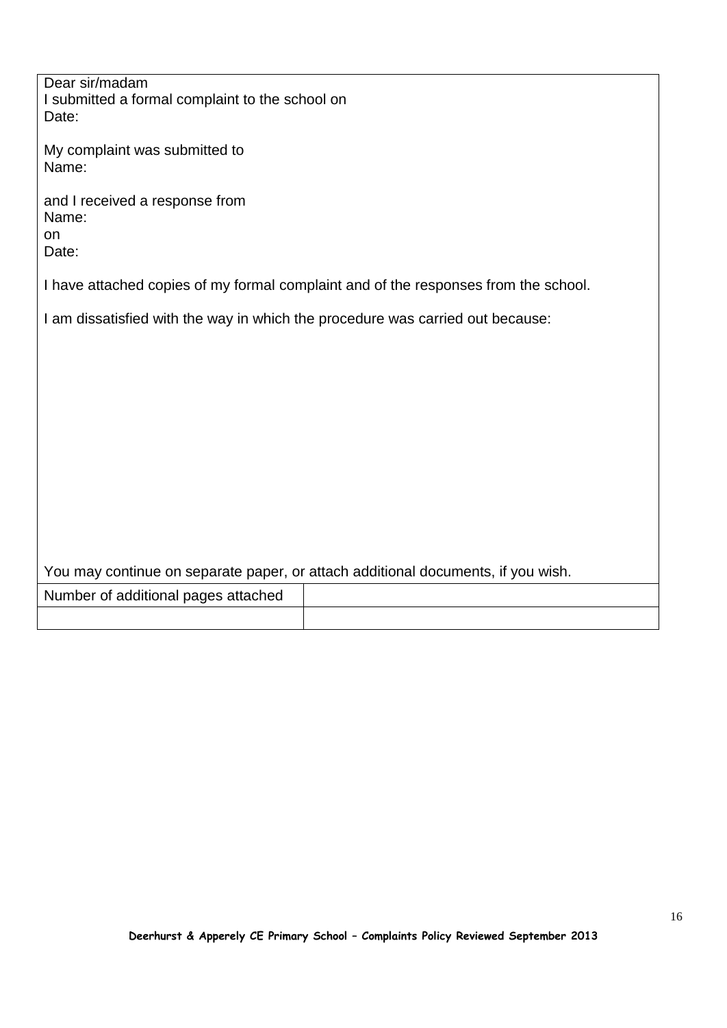Dear sir/madam
I submitted a formal complaint to the school on
Date:

My complaint was submitted to
Name:

and I received a response from
Name:
on
Date:

I have attached copies of my formal complaint and of the responses from the school.

I am dissatisfied with the way in which the procedure was carried out because:

You may continue on separate paper, or attach additional documents, if you wish.

| Number of additional pages attached | |
|---|---|
| | |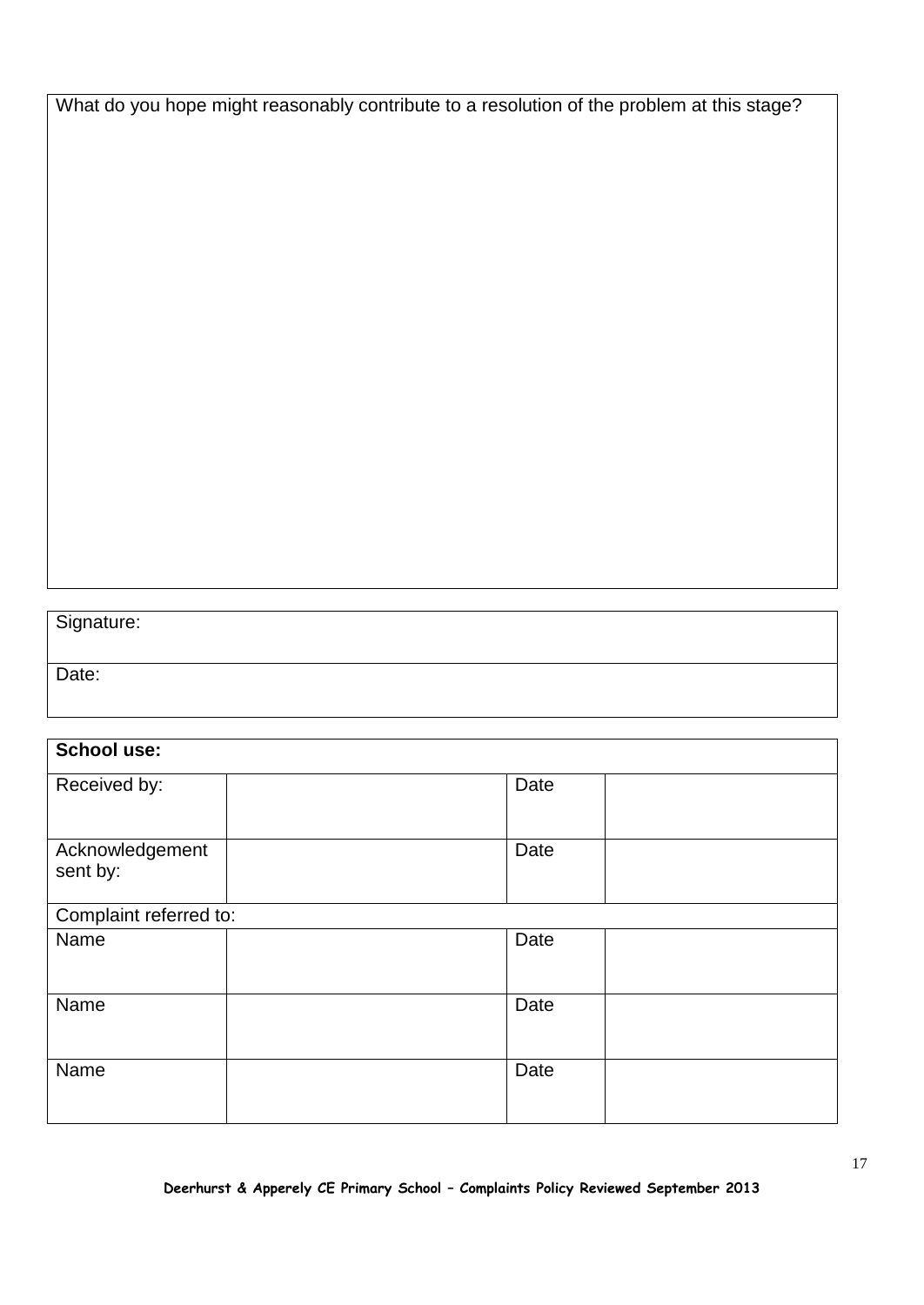| What do you hope might reasonably contribute to a resolution of the problem at this stage? |
| --- |
| |

| Signature: |
| --- |
| Date: |

| **School use:** | | | |
| --- | --- | --- | --- |
| Received by: | | Date | |
| Acknowledgement sent by: | | Date | |
| Complaint referred to: | | | |
| Name | | Date | |
| Name | | Date | |
| Name | | Date | |

**Deerhurst & Apperely CE Primary School – Complaints Policy Reviewed September 2013**